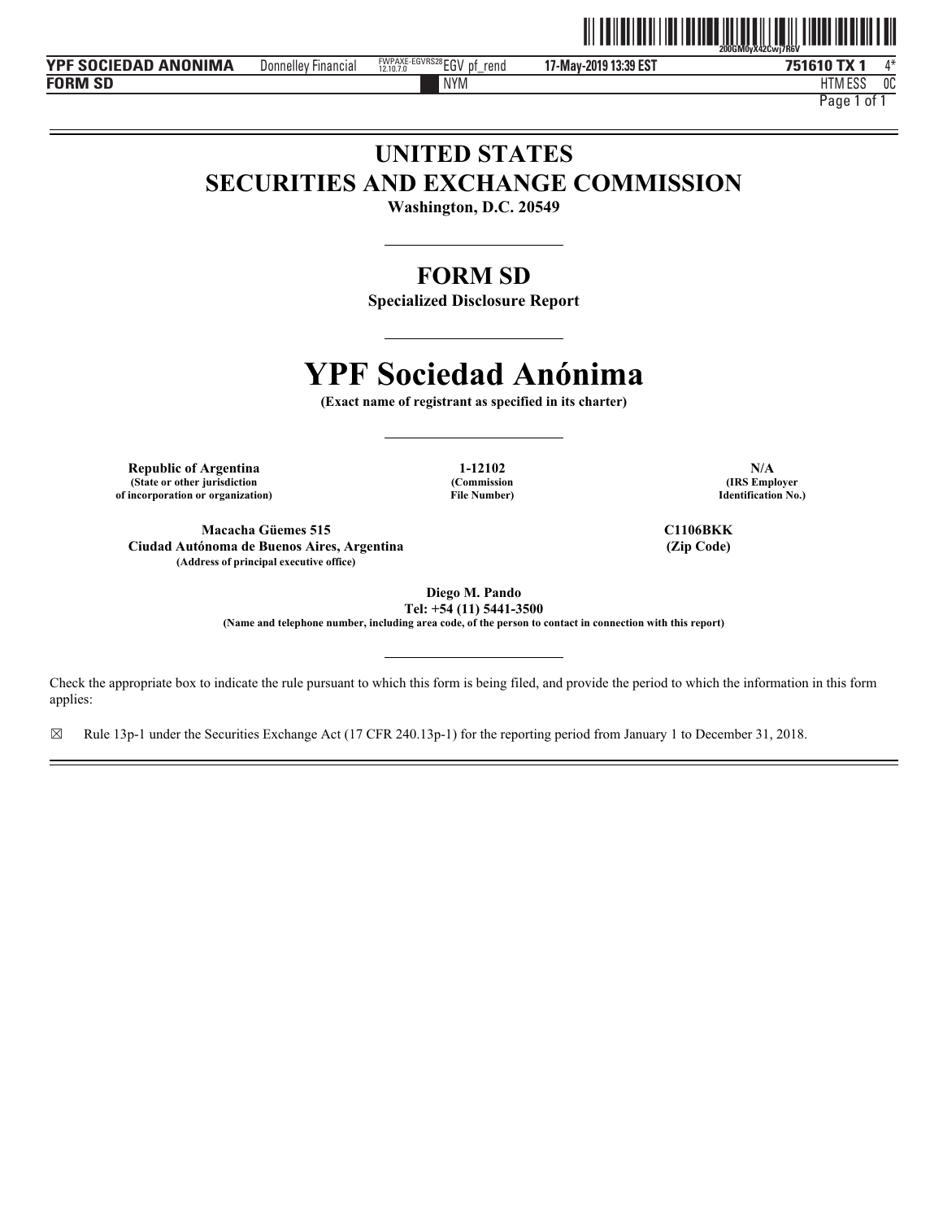# UNITED STATES
# SECURITIES AND EXCHANGE COMMISSION

**Washington, D.C. 20549**

## FORM SD

**Specialized Disclosure Report**

# YPF Sociedad Anónima

**(Exact name of registrant as specified in its charter)**

| **Republic of Argentina**<br>**(State or other jurisdiction of incorporation or organization)** | **1-12102**<br>**(Commission File Number)** | **N/A**<br>**(IRS Employer Identification No.)** |
|---|---|---|

| **Macacha Güemes 515**<br>**Ciudad Autónoma de Buenos Aires, Argentina**<br>**(Address of principal executive office)** | **C1106BKK**<br>**(Zip Code)** |
|---|---|

**Diego M. Pando**
**Tel: +54 (11) 5441-3500**
**(Name and telephone number, including area code, of the person to contact in connection with this report)**

Check the appropriate box to indicate the rule pursuant to which this form is being filed, and provide the period to which the information in this form applies:

☒ Rule 13p-1 under the Securities Exchange Act (17 CFR 240.13p-1) for the reporting period from January 1 to December 31, 2018.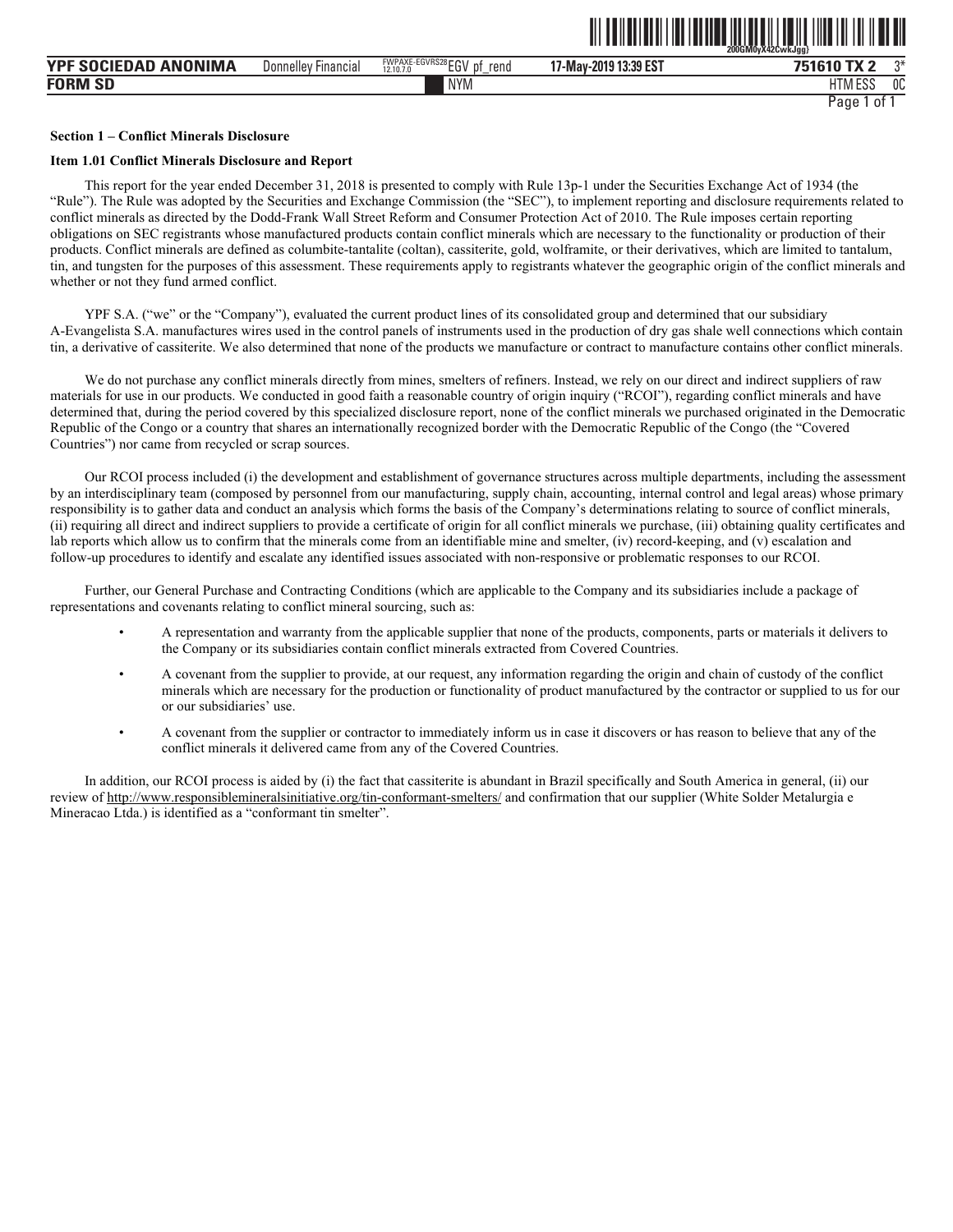**Section 1 – Conflict Minerals Disclosure**

**Item 1.01 Conflict Minerals Disclosure and Report**

This report for the year ended December 31, 2018 is presented to comply with Rule 13p-1 under the Securities Exchange Act of 1934 (the "Rule"). The Rule was adopted by the Securities and Exchange Commission (the "SEC"), to implement reporting and disclosure requirements related to conflict minerals as directed by the Dodd-Frank Wall Street Reform and Consumer Protection Act of 2010. The Rule imposes certain reporting obligations on SEC registrants whose manufactured products contain conflict minerals which are necessary to the functionality or production of their products. Conflict minerals are defined as columbite-tantalite (coltan), cassiterite, gold, wolframite, or their derivatives, which are limited to tantalum, tin, and tungsten for the purposes of this assessment. These requirements apply to registrants whatever the geographic origin of the conflict minerals and whether or not they fund armed conflict.

YPF S.A. ("we" or the "Company"), evaluated the current product lines of its consolidated group and determined that our subsidiary A-Evangelista S.A. manufactures wires used in the control panels of instruments used in the production of dry gas shale well connections which contain tin, a derivative of cassiterite. We also determined that none of the products we manufacture or contract to manufacture contains other conflict minerals.

We do not purchase any conflict minerals directly from mines, smelters of refiners. Instead, we rely on our direct and indirect suppliers of raw materials for use in our products. We conducted in good faith a reasonable country of origin inquiry ("RCOI"), regarding conflict minerals and have determined that, during the period covered by this specialized disclosure report, none of the conflict minerals we purchased originated in the Democratic Republic of the Congo or a country that shares an internationally recognized border with the Democratic Republic of the Congo (the "Covered Countries") nor came from recycled or scrap sources.

Our RCOI process included (i) the development and establishment of governance structures across multiple departments, including the assessment by an interdisciplinary team (composed by personnel from our manufacturing, supply chain, accounting, internal control and legal areas) whose primary responsibility is to gather data and conduct an analysis which forms the basis of the Company's determinations relating to source of conflict minerals, (ii) requiring all direct and indirect suppliers to provide a certificate of origin for all conflict minerals we purchase, (iii) obtaining quality certificates and lab reports which allow us to confirm that the minerals come from an identifiable mine and smelter, (iv) record-keeping, and (v) escalation and follow-up procedures to identify and escalate any identified issues associated with non-responsive or problematic responses to our RCOI.

Further, our General Purchase and Contracting Conditions (which are applicable to the Company and its subsidiaries include a package of representations and covenants relating to conflict mineral sourcing, such as:

- A representation and warranty from the applicable supplier that none of the products, components, parts or materials it delivers to the Company or its subsidiaries contain conflict minerals extracted from Covered Countries.
- A covenant from the supplier to provide, at our request, any information regarding the origin and chain of custody of the conflict minerals which are necessary for the production or functionality of product manufactured by the contractor or supplied to us for our or our subsidiaries' use.
- A covenant from the supplier or contractor to immediately inform us in case it discovers or has reason to believe that any of the conflict minerals it delivered came from any of the Covered Countries.

In addition, our RCOI process is aided by (i) the fact that cassiterite is abundant in Brazil specifically and South America in general, (ii) our review of http://www.responsiblemineralsinitiative.org/tin-conformant-smelters/ and confirmation that our supplier (White Solder Metalurgia e Mineracao Ltda.) is identified as a "conformant tin smelter".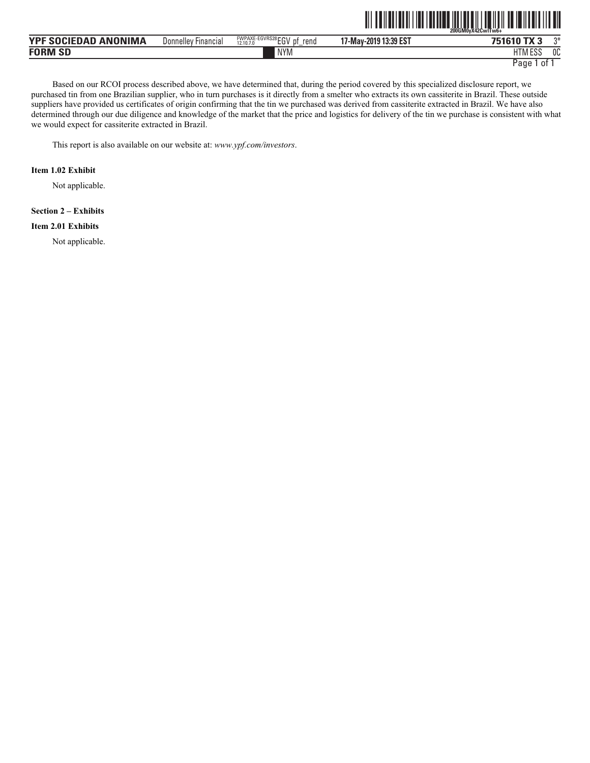Based on our RCOI process described above, we have determined that, during the period covered by this specialized disclosure report, we purchased tin from one Brazilian supplier, who in turn purchases is it directly from a smelter who extracts its own cassiterite in Brazil. These outside suppliers have provided us certificates of origin confirming that the tin we purchased was derived from cassiterite extracted in Brazil. We have also determined through our due diligence and knowledge of the market that the price and logistics for delivery of the tin we purchase is consistent with what we would expect for cassiterite extracted in Brazil.

This report is also available on our website at: *www.ypf.com/investors*.

**Item 1.02 Exhibit**

Not applicable.

**Section 2 – Exhibits**

**Item 2.01 Exhibits**

Not applicable.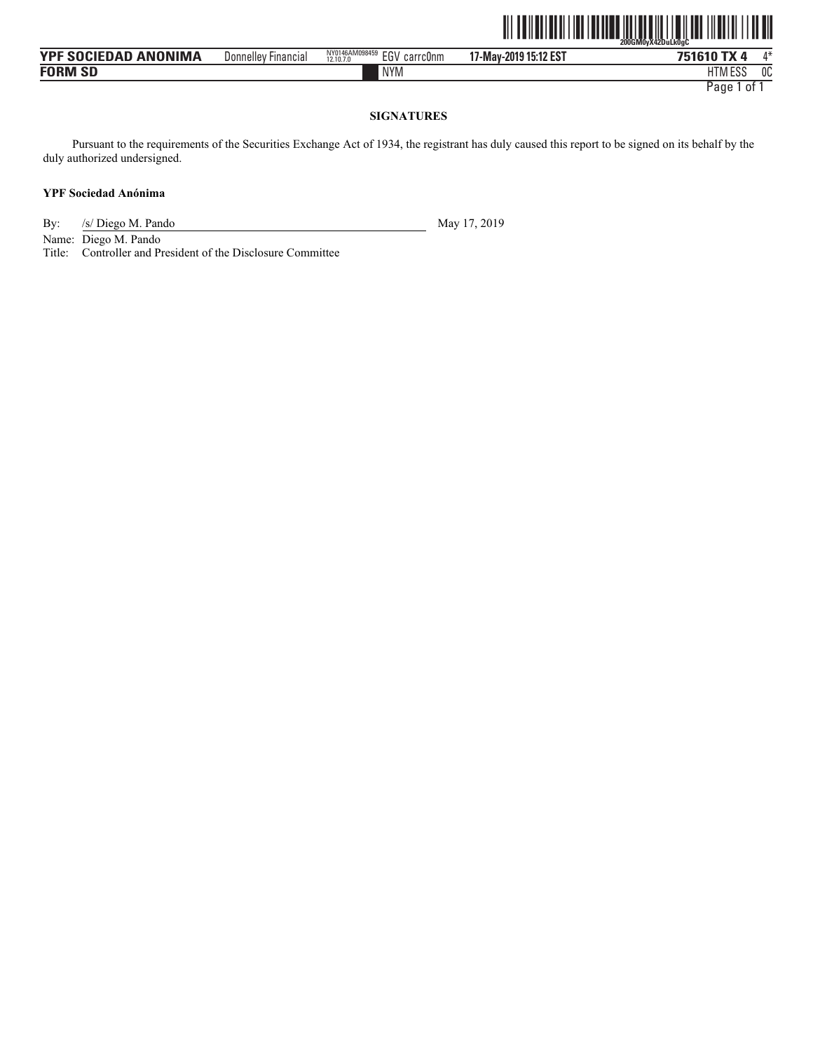## SIGNATURES

Pursuant to the requirements of the Securities Exchange Act of 1934, the registrant has duly caused this report to be signed on its behalf by the duly authorized undersigned.

**YPF Sociedad Anónima**

By: /s/ Diego M. Pando May 17, 2019

Name: Diego M. Pando

Title: Controller and President of the Disclosure Committee